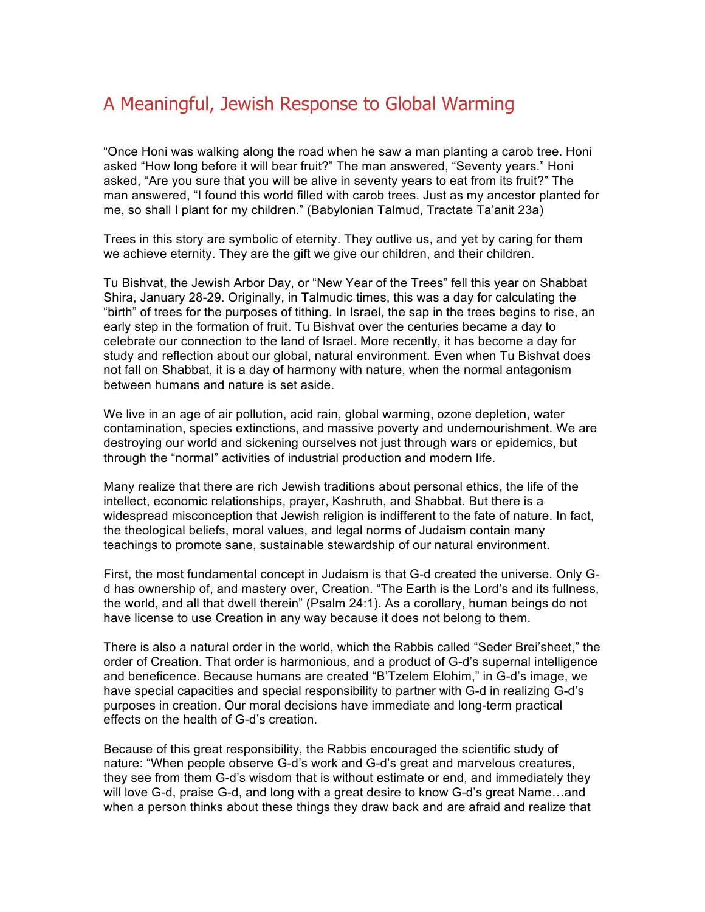# A Meaningful, Jewish Response to Global Warming

"Once Honi was walking along the road when he saw a man planting a carob tree. Honi asked "How long before it will bear fruit?" The man answered, "Seventy years." Honi asked, "Are you sure that you will be alive in seventy years to eat from its fruit?" The man answered, "I found this world filled with carob trees. Just as my ancestor planted for me, so shall I plant for my children." (Babylonian Talmud, Tractate Ta'anit 23a)

Trees in this story are symbolic of eternity. They outlive us, and yet by caring for them we achieve eternity. They are the gift we give our children, and their children.

Tu Bishvat, the Jewish Arbor Day, or "New Year of the Trees" fell this year on Shabbat Shira, January 28-29. Originally, in Talmudic times, this was a day for calculating the "birth" of trees for the purposes of tithing. In Israel, the sap in the trees begins to rise, an early step in the formation of fruit. Tu Bishvat over the centuries became a day to celebrate our connection to the land of Israel. More recently, it has become a day for study and reflection about our global, natural environment. Even when Tu Bishvat does not fall on Shabbat, it is a day of harmony with nature, when the normal antagonism between humans and nature is set aside.

We live in an age of air pollution, acid rain, global warming, ozone depletion, water contamination, species extinctions, and massive poverty and undernourishment. We are destroying our world and sickening ourselves not just through wars or epidemics, but through the "normal" activities of industrial production and modern life.

Many realize that there are rich Jewish traditions about personal ethics, the life of the intellect, economic relationships, prayer, Kashruth, and Shabbat. But there is a widespread misconception that Jewish religion is indifferent to the fate of nature. In fact, the theological beliefs, moral values, and legal norms of Judaism contain many teachings to promote sane, sustainable stewardship of our natural environment.

First, the most fundamental concept in Judaism is that G-d created the universe. Only G-d has ownership of, and mastery over, Creation. "The Earth is the Lord's and its fullness, the world, and all that dwell therein" (Psalm 24:1). As a corollary, human beings do not have license to use Creation in any way because it does not belong to them.

There is also a natural order in the world, which the Rabbis called "Seder Brei'sheet," the order of Creation. That order is harmonious, and a product of G-d's supernal intelligence and beneficence. Because humans are created "B'Tzelem Elohim," in G-d's image, we have special capacities and special responsibility to partner with G-d in realizing G-d's purposes in creation. Our moral decisions have immediate and long-term practical effects on the health of G-d's creation.

Because of this great responsibility, the Rabbis encouraged the scientific study of nature: "When people observe G-d's work and G-d's great and marvelous creatures, they see from them G-d's wisdom that is without estimate or end, and immediately they will love G-d, praise G-d, and long with a great desire to know G-d's great Name…and when a person thinks about these things they draw back and are afraid and realize that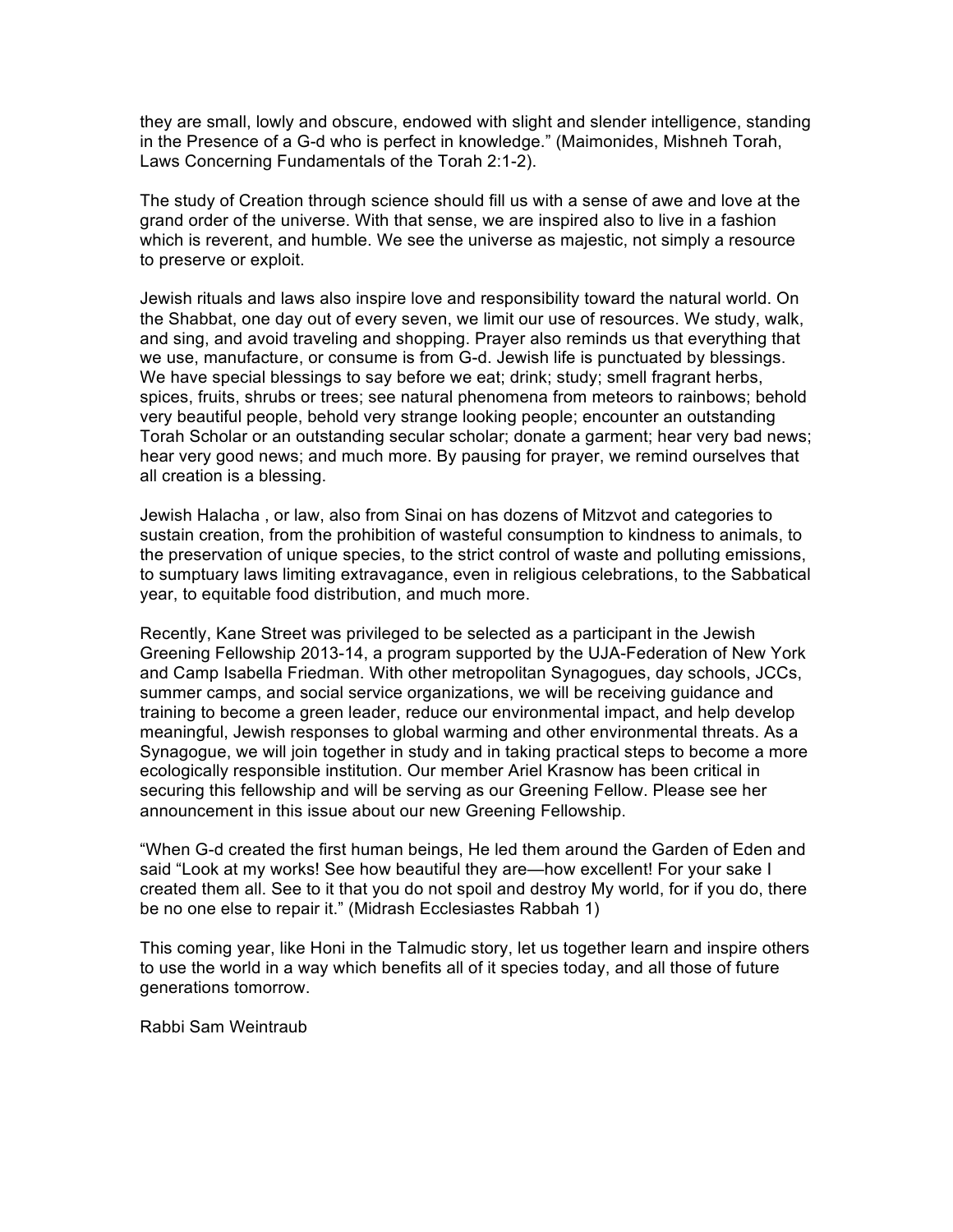they are small, lowly and obscure, endowed with slight and slender intelligence, standing in the Presence of a G-d who is perfect in knowledge." (Maimonides, Mishneh Torah, Laws Concerning Fundamentals of the Torah 2:1-2).

The study of Creation through science should fill us with a sense of awe and love at the grand order of the universe. With that sense, we are inspired also to live in a fashion which is reverent, and humble. We see the universe as majestic, not simply a resource to preserve or exploit.

Jewish rituals and laws also inspire love and responsibility toward the natural world. On the Shabbat, one day out of every seven, we limit our use of resources. We study, walk, and sing, and avoid traveling and shopping. Prayer also reminds us that everything that we use, manufacture, or consume is from G-d. Jewish life is punctuated by blessings. We have special blessings to say before we eat; drink; study; smell fragrant herbs, spices, fruits, shrubs or trees; see natural phenomena from meteors to rainbows; behold very beautiful people, behold very strange looking people; encounter an outstanding Torah Scholar or an outstanding secular scholar; donate a garment; hear very bad news; hear very good news; and much more. By pausing for prayer, we remind ourselves that all creation is a blessing.

Jewish Halacha , or law, also from Sinai on has dozens of Mitzvot and categories to sustain creation, from the prohibition of wasteful consumption to kindness to animals, to the preservation of unique species, to the strict control of waste and polluting emissions, to sumptuary laws limiting extravagance, even in religious celebrations, to the Sabbatical year, to equitable food distribution, and much more.

Recently, Kane Street was privileged to be selected as a participant in the Jewish Greening Fellowship 2013-14, a program supported by the UJA-Federation of New York and Camp Isabella Friedman. With other metropolitan Synagogues, day schools, JCCs, summer camps, and social service organizations, we will be receiving guidance and training to become a green leader, reduce our environmental impact, and help develop meaningful, Jewish responses to global warming and other environmental threats. As a Synagogue, we will join together in study and in taking practical steps to become a more ecologically responsible institution. Our member Ariel Krasnow has been critical in securing this fellowship and will be serving as our Greening Fellow. Please see her announcement in this issue about our new Greening Fellowship.

"When G-d created the first human beings, He led them around the Garden of Eden and said "Look at my works! See how beautiful they are—how excellent! For your sake I created them all. See to it that you do not spoil and destroy My world, for if you do, there be no one else to repair it." (Midrash Ecclesiastes Rabbah 1)

This coming year, like Honi in the Talmudic story, let us together learn and inspire others to use the world in a way which benefits all of it species today, and all those of future generations tomorrow.

Rabbi Sam Weintraub